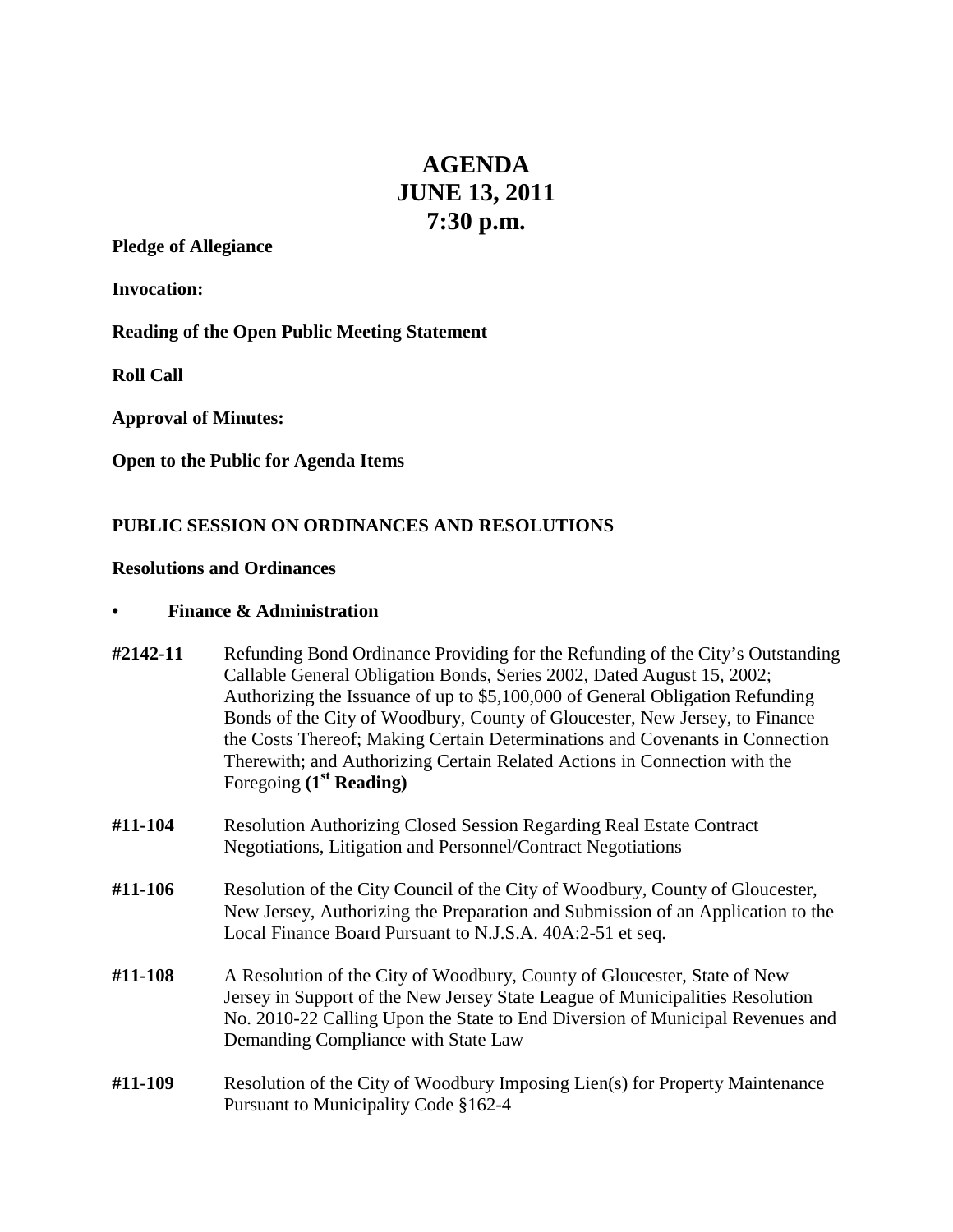# AGENDA
# JUNE 13, 2011
# 7:30 p.m.

**Pledge of Allegiance**

**Invocation:**

**Reading of the Open Public Meeting Statement**

**Roll Call**

**Approval of Minutes:**

**Open to the Public for Agenda Items**

## PUBLIC SESSION ON ORDINANCES AND RESOLUTIONS

### Resolutions and Ordinances

- **Finance & Administration**

**#2142-11** Refunding Bond Ordinance Providing for the Refunding of the City's Outstanding Callable General Obligation Bonds, Series 2002, Dated August 15, 2002; Authorizing the Issuance of up to $5,100,000 of General Obligation Refunding Bonds of the City of Woodbury, County of Gloucester, New Jersey, to Finance the Costs Thereof; Making Certain Determinations and Covenants in Connection Therewith; and Authorizing Certain Related Actions in Connection with the Foregoing **(1st Reading)**

**#11-104** Resolution Authorizing Closed Session Regarding Real Estate Contract Negotiations, Litigation and Personnel/Contract Negotiations

**#11-106** Resolution of the City Council of the City of Woodbury, County of Gloucester, New Jersey, Authorizing the Preparation and Submission of an Application to the Local Finance Board Pursuant to N.J.S.A. 40A:2-51 et seq.

**#11-108** A Resolution of the City of Woodbury, County of Gloucester, State of New Jersey in Support of the New Jersey State League of Municipalities Resolution No. 2010-22 Calling Upon the State to End Diversion of Municipal Revenues and Demanding Compliance with State Law

**#11-109** Resolution of the City of Woodbury Imposing Lien(s) for Property Maintenance Pursuant to Municipality Code §162-4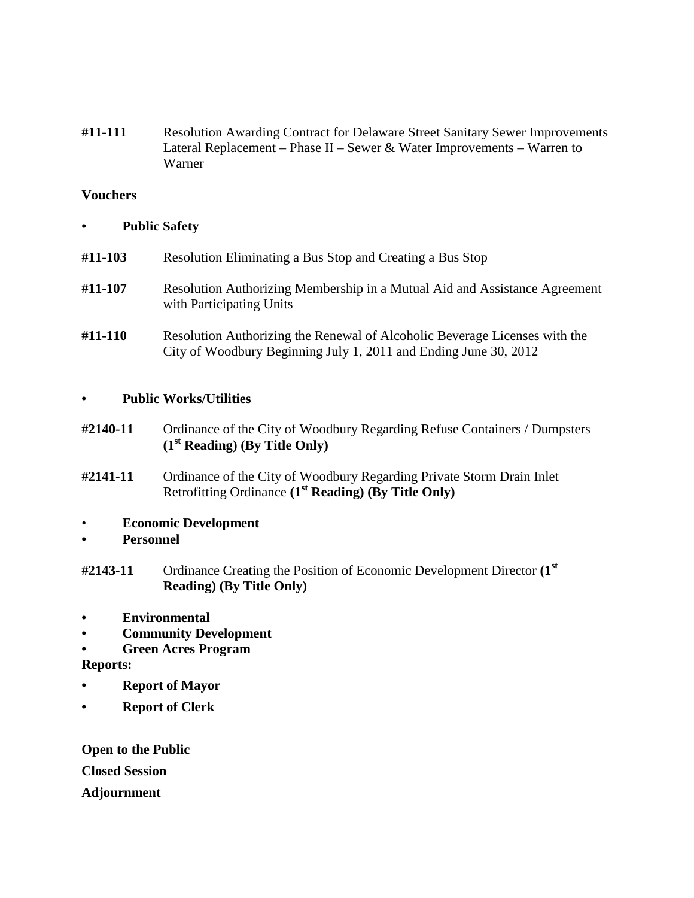**#11-111** Resolution Awarding Contract for Delaware Street Sanitary Sewer Improvements Lateral Replacement – Phase II – Sewer & Water Improvements – Warren to Warner

**Vouchers**

- **Public Safety**

**#11-103** Resolution Eliminating a Bus Stop and Creating a Bus Stop

**#11-107** Resolution Authorizing Membership in a Mutual Aid and Assistance Agreement with Participating Units

**#11-110** Resolution Authorizing the Renewal of Alcoholic Beverage Licenses with the City of Woodbury Beginning July 1, 2011 and Ending June 30, 2012

- **Public Works/Utilities**

**#2140-11** Ordinance of the City of Woodbury Regarding Refuse Containers / Dumpsters **(1st Reading) (By Title Only)**

**#2141-11** Ordinance of the City of Woodbury Regarding Private Storm Drain Inlet Retrofitting Ordinance **(1st Reading) (By Title Only)**

- **Economic Development**
- **Personnel**

**#2143-11** Ordinance Creating the Position of Economic Development Director **(1st Reading) (By Title Only)**

- **Environmental**
- **Community Development**
- **Green Acres Program**

**Reports:**

- **Report of Mayor**
- **Report of Clerk**

**Open to the Public**

**Closed Session**

**Adjournment**